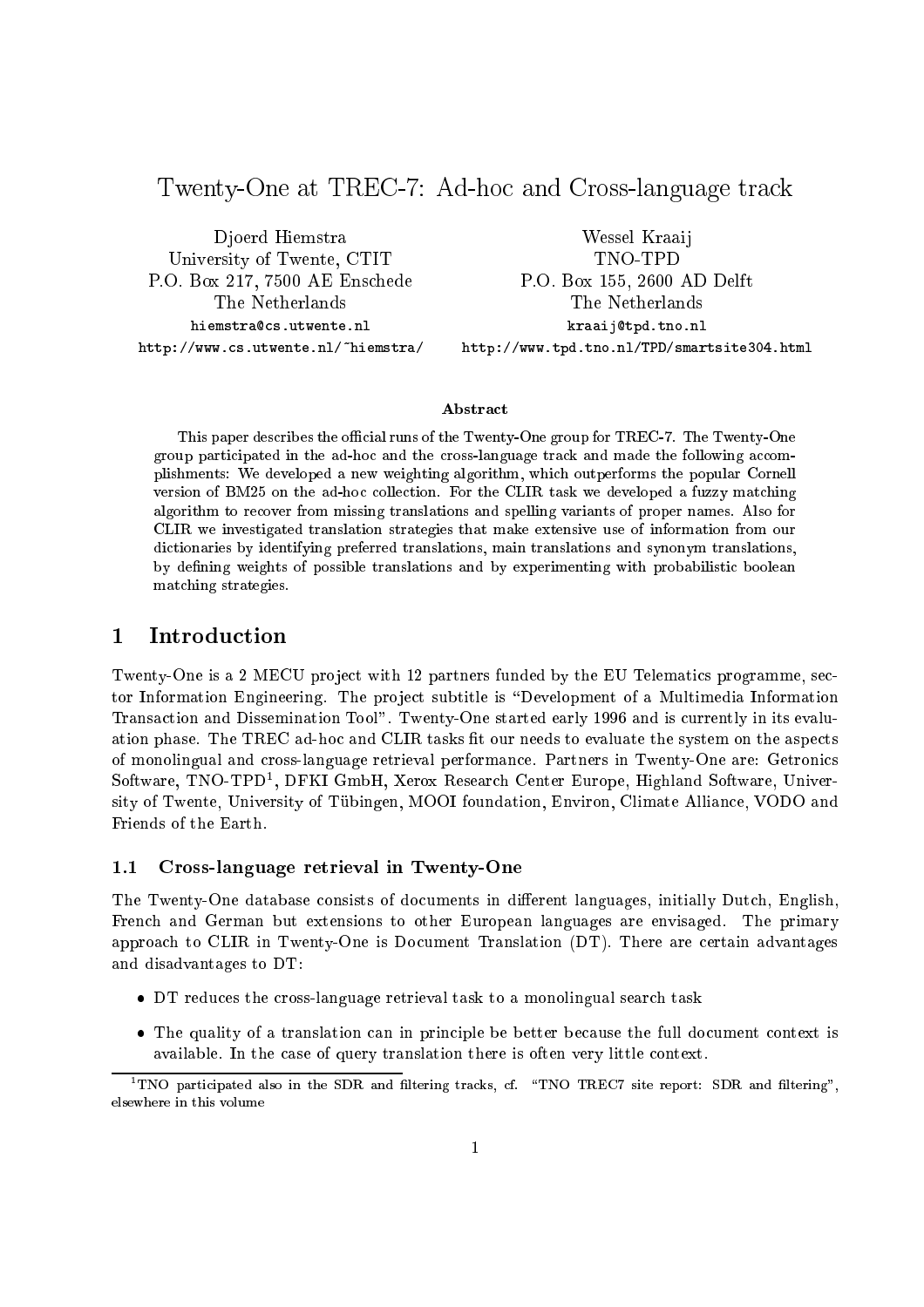# Twenty-One at TREC-7: Ad-hoc and Cross-language track

Djoerd Hiemstra
University of Twente, CTIT
P.O. Box 217, 7500 AE Enschede
The Netherlands
hiemstra@cs.utwente.nl
http://www.cs.utwente.nl/~hiemstra/

Wessel Kraaij
TNO-TPD
P.O. Box 155, 2600 AD Delft
The Netherlands
kraaij@tpd.tno.nl
http://www.tpd.tno.nl/TPD/smartsite304.html

### Abstract

This paper describes the official runs of the Twenty-One group for TREC-7. The Twenty-One group participated in the ad-hoc and the cross-language track and made the following accomplishments: We developed a new weighting algorithm, which outperforms the popular Cornell version of BM25 on the ad-hoc collection. For the CLIR task we developed a fuzzy matching algorithm to recover from missing translations and spelling variants of proper names. Also for CLIR we investigated translation strategies that make extensive use of information from our dictionaries by identifying preferred translations, main translations and synonym translations, by defining weights of possible translations and by experimenting with probabilistic boolean matching strategies.

## 1 Introduction

Twenty-One is a 2 MECU project with 12 partners funded by the EU Telematics programme, sector Information Engineering. The project subtitle is "Development of a Multimedia Information Transaction and Dissemination Tool". Twenty-One started early 1996 and is currently in its evaluation phase. The TREC ad-hoc and CLIR tasks fit our needs to evaluate the system on the aspects of monolingual and cross-language retrieval performance. Partners in Twenty-One are: Getronics Software, TNO-TPD[1], DFKI GmbH, Xerox Research Center Europe, Highland Software, University of Twente, University of Tübingen, MOOI foundation, Environ, Climate Alliance, VODO and Friends of the Earth.

### 1.1 Cross-language retrieval in Twenty-One

The Twenty-One database consists of documents in different languages, initially Dutch, English, French and German but extensions to other European languages are envisaged. The primary approach to CLIR in Twenty-One is Document Translation (DT). There are certain advantages and disadvantages to DT:

- DT reduces the cross-language retrieval task to a monolingual search task
- The quality of a translation can in principle be better because the full document context is available. In the case of query translation there is often very little context.

[1] TNO participated also in the SDR and filtering tracks, cf. "TNO TREC7 site report: SDR and filtering", elsewhere in this volume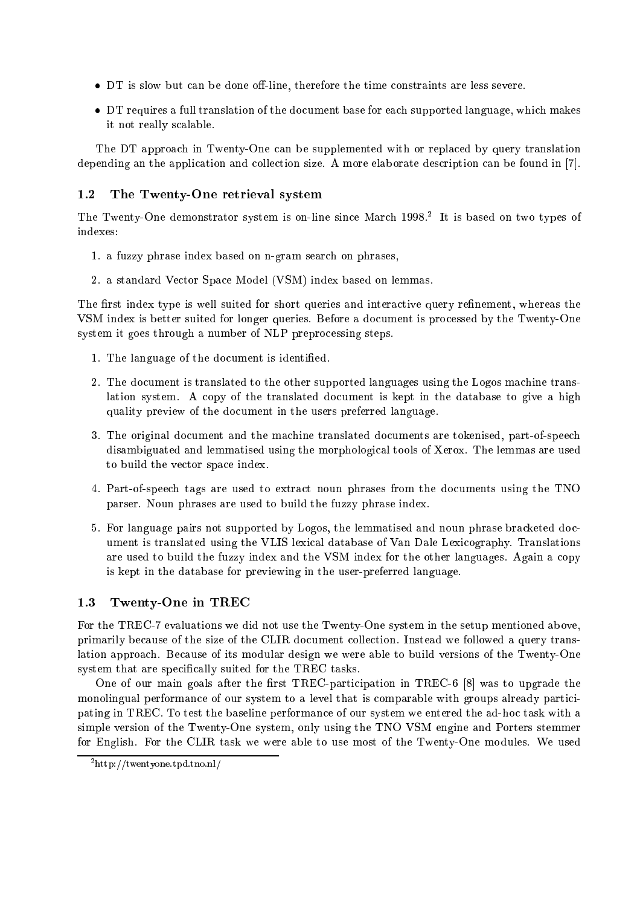- DT is slow but can be done off-line, therefore the time constraints are less severe.
- DT requires a full translation of the document base for each supported language, which makes it not really scalable.

The DT approach in Twenty-One can be supplemented with or replaced by query translation depending an the application and collection size. A more elaborate description can be found in [7].

### 1.2 The Twenty-One retrieval system

The Twenty-One demonstrator system is on-line since March 1998.[2] It is based on two types of indexes:

1. a fuzzy phrase index based on n-gram search on phrases,
2. a standard Vector Space Model (VSM) index based on lemmas.

The first index type is well suited for short queries and interactive query refinement, whereas the VSM index is better suited for longer queries. Before a document is processed by the Twenty-One system it goes through a number of NLP preprocessing steps.

1. The language of the document is identified.
2. The document is translated to the other supported languages using the Logos machine translation system. A copy of the translated document is kept in the database to give a high quality preview of the document in the users preferred language.
3. The original document and the machine translated documents are tokenised, part-of-speech disambiguated and lemmatised using the morphological tools of Xerox. The lemmas are used to build the vector space index.
4. Part-of-speech tags are used to extract noun phrases from the documents using the TNO parser. Noun phrases are used to build the fuzzy phrase index.
5. For language pairs not supported by Logos, the lemmatised and noun phrase bracketed document is translated using the VLIS lexical database of Van Dale Lexicography. Translations are used to build the fuzzy index and the VSM index for the other languages. Again a copy is kept in the database for previewing in the user-preferred language.

### 1.3 Twenty-One in TREC

For the TREC-7 evaluations we did not use the Twenty-One system in the setup mentioned above, primarily because of the size of the CLIR document collection. Instead we followed a query translation approach. Because of its modular design we were able to build versions of the Twenty-One system that are specifically suited for the TREC tasks.

One of our main goals after the first TREC-participation in TREC-6 [8] was to upgrade the monolingual performance of our system to a level that is comparable with groups already participating in TREC. To test the baseline performance of our system we entered the ad-hoc task with a simple version of the Twenty-One system, only using the TNO VSM engine and Porters stemmer for English. For the CLIR task we were able to use most of the Twenty-One modules. We used

[2] http://twentyone.tpd.tno.nl/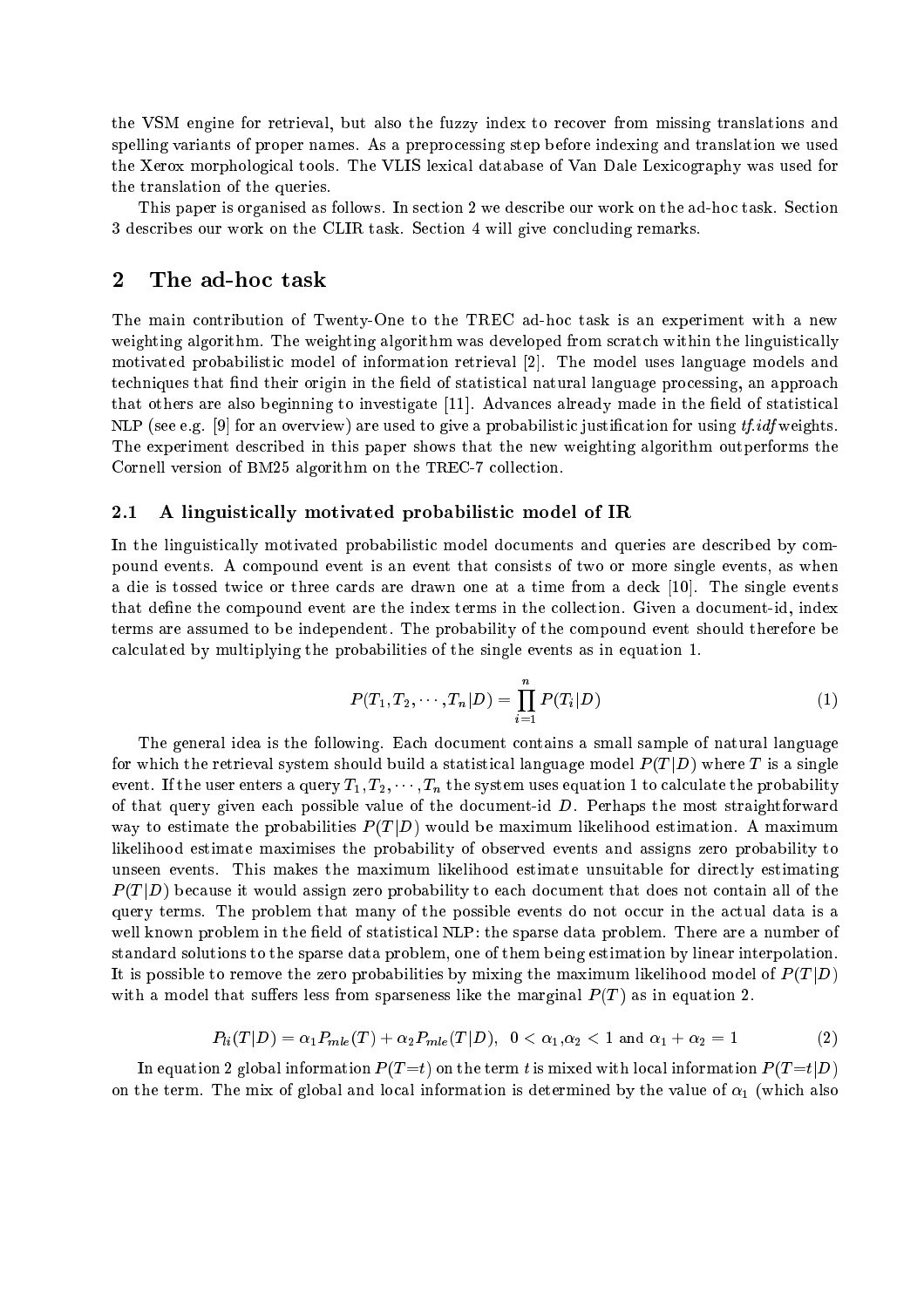the VSM engine for retrieval, but also the fuzzy index to recover from missing translations and spelling variants of proper names. As a preprocessing step before indexing and translation we used the Xerox morphological tools. The VLIS lexical database of Van Dale Lexicography was used for the translation of the queries.

This paper is organised as follows. In section 2 we describe our work on the ad-hoc task. Section 3 describes our work on the CLIR task. Section 4 will give concluding remarks.

## 2 The ad-hoc task

The main contribution of Twenty-One to the TREC ad-hoc task is an experiment with a new weighting algorithm. The weighting algorithm was developed from scratch within the linguistically motivated probabilistic model of information retrieval [2]. The model uses language models and techniques that find their origin in the field of statistical natural language processing, an approach that others are also beginning to investigate [11]. Advances already made in the field of statistical NLP (see e.g. [9] for an overview) are used to give a probabilistic justification for using *tf.idf* weights. The experiment described in this paper shows that the new weighting algorithm outperforms the Cornell version of BM25 algorithm on the TREC-7 collection.

### 2.1 A linguistically motivated probabilistic model of IR

In the linguistically motivated probabilistic model documents and queries are described by compound events. A compound event is an event that consists of two or more single events, as when a die is tossed twice or three cards are drawn one at a time from a deck [10]. The single events that define the compound event are the index terms in the collection. Given a document-id, index terms are assumed to be independent. The probability of the compound event should therefore be calculated by multiplying the probabilities of the single events as in equation 1.

$$P(T_1, T_2, \cdots, T_n|D) = \prod_{i=1}^{n} P(T_i|D) \tag{1}$$

The general idea is the following. Each document contains a small sample of natural language for which the retrieval system should build a statistical language model $P(T|D)$ where $T$ is a single event. If the user enters a query $T_1, T_2, \cdots, T_n$ the system uses equation 1 to calculate the probability of that query given each possible value of the document-id $D$. Perhaps the most straightforward way to estimate the probabilities $P(T|D)$ would be maximum likelihood estimation. A maximum likelihood estimate maximises the probability of observed events and assigns zero probability to unseen events. This makes the maximum likelihood estimate unsuitable for directly estimating $P(T|D)$ because it would assign zero probability to each document that does not contain all of the query terms. The problem that many of the possible events do not occur in the actual data is a well known problem in the field of statistical NLP: the sparse data problem. There are a number of standard solutions to the sparse data problem, one of them being estimation by linear interpolation. It is possible to remove the zero probabilities by mixing the maximum likelihood model of $P(T|D)$ with a model that suffers less from sparseness like the marginal $P(T)$ as in equation 2.

$$P_{li}(T|D) = \alpha_1 P_{mle}(T) + \alpha_2 P_{mle}(T|D), \;\; 0 < \alpha_1, \alpha_2 < 1 \text{ and } \alpha_1 + \alpha_2 = 1 \tag{2}$$

In equation 2 global information $P(T{=}t)$ on the term $t$ is mixed with local information $P(T{=}t|D)$ on the term. The mix of global and local information is determined by the value of $\alpha_1$ (which also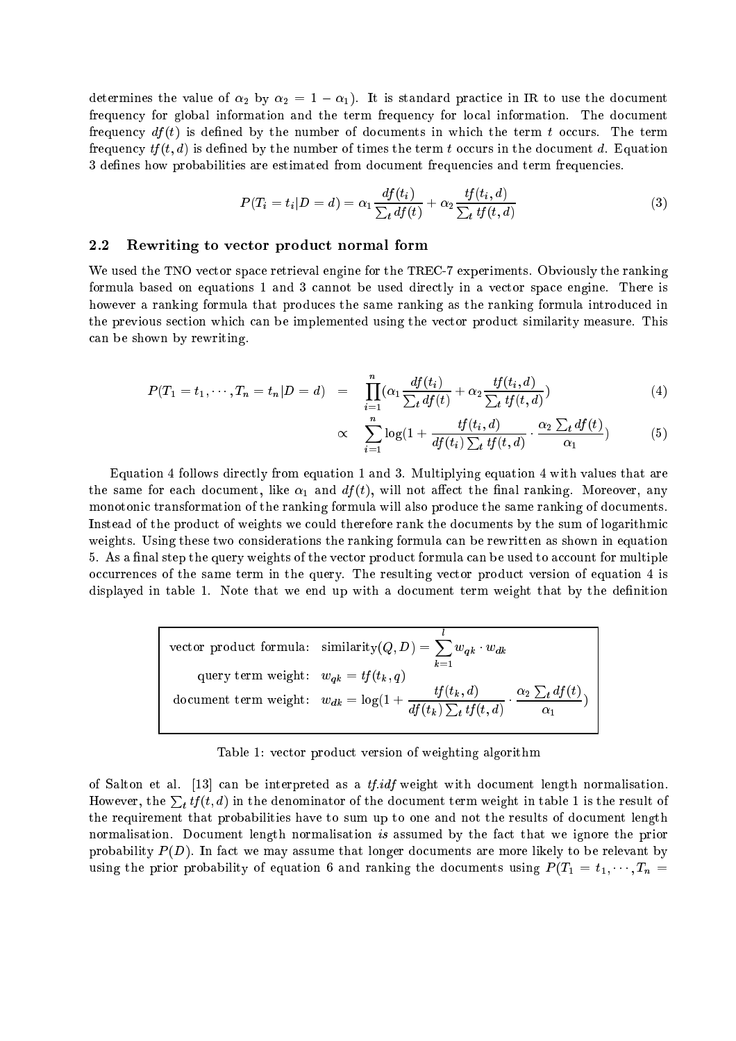determines the value of $\alpha_2$ by $\alpha_2 = 1 - \alpha_1$). It is standard practice in IR to use the document frequency for global information and the term frequency for local information. The document frequency $df(t)$ is defined by the number of documents in which the term $t$ occurs. The term frequency $tf(t, d)$ is defined by the number of times the term $t$ occurs in the document $d$. Equation 3 defines how probabilities are estimated from document frequencies and term frequencies.

$$P(T_i = t_i | D = d) = \alpha_1 \frac{df(t_i)}{\sum_t df(t)} + \alpha_2 \frac{tf(t_i, d)}{\sum_t tf(t, d)} \tag{3}$$

### 2.2 Rewriting to vector product normal form

We used the TNO vector space retrieval engine for the TREC-7 experiments. Obviously the ranking formula based on equations 1 and 3 cannot be used directly in a vector space engine. There is however a ranking formula that produces the same ranking as the ranking formula introduced in the previous section which can be implemented using the vector product similarity measure. This can be shown by rewriting.

$$P(T_1 = t_1, \cdots, T_n = t_n | D = d) = \prod_{i=1}^{n} (\alpha_1 \frac{df(t_i)}{\sum_t df(t)} + \alpha_2 \frac{tf(t_i, d)}{\sum_t tf(t, d)}) \tag{4}$$

$$\propto \sum_{i=1}^{n} \log(1 + \frac{tf(t_i, d)}{df(t_i) \sum_t tf(t, d)} \cdot \frac{\alpha_2 \sum_t df(t)}{\alpha_1}) \tag{5}$$

Equation 4 follows directly from equation 1 and 3. Multiplying equation 4 with values that are the same for each document, like $\alpha_1$ and $df(t)$, will not affect the final ranking. Moreover, any monotonic transformation of the ranking formula will also produce the same ranking of documents. Instead of the product of weights we could therefore rank the documents by the sum of logarithmic weights. Using these two considerations the ranking formula can be rewritten as shown in equation 5. As a final step the query weights of the vector product formula can be used to account for multiple occurrences of the same term in the query. The resulting vector product version of equation 4 is displayed in table 1. Note that we end up with a document term weight that by the definition

| | |
|---|---|
| vector product formula: | $\text{similarity}(Q, D) = \sum_{k=1}^{l} w_{qk} \cdot w_{dk}$ |
| query term weight: | $w_{qk} = tf(t_k, q)$ |
| document term weight: | $w_{dk} = \log(1 + \frac{tf(t_k, d)}{df(t_k) \sum_t tf(t, d)} \cdot \frac{\alpha_2 \sum_t df(t)}{\alpha_1})$ |

Table 1: vector product version of weighting algorithm

of Salton et al. [13] can be interpreted as a *tf.idf* weight with document length normalisation. However, the $\sum_t tf(t, d)$ in the denominator of the document term weight in table 1 is the result of the requirement that probabilities have to sum up to one and not the results of document length normalisation. Document length normalisation *is* assumed by the fact that we ignore the prior probability $P(D)$. In fact we may assume that longer documents are more likely to be relevant by using the prior probability of equation 6 and ranking the documents using $P(T_1 = t_1, \cdots, T_n =$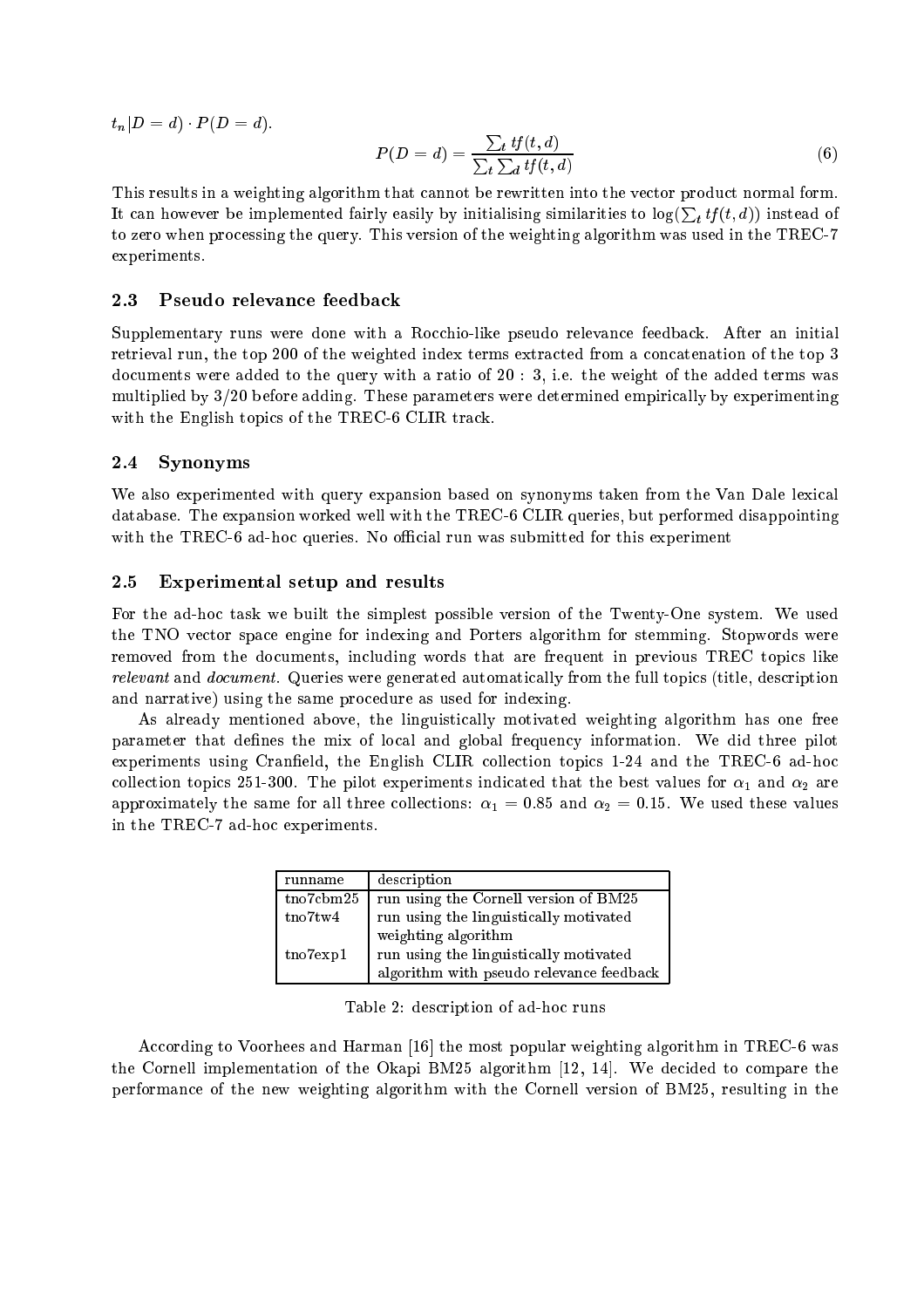$t_n|D = d) \cdot P(D = d)$.

$$P(D = d) = \frac{\sum_t tf(t,d)}{\sum_t \sum_d tf(t,d)} \tag{6}$$

This results in a weighting algorithm that cannot be rewritten into the vector product normal form. It can however be implemented fairly easily by initialising similarities to $\log(\sum_t tf(t,d))$ instead of to zero when processing the query. This version of the weighting algorithm was used in the TREC-7 experiments.

### 2.3 Pseudo relevance feedback

Supplementary runs were done with a Rocchio-like pseudo relevance feedback. After an initial retrieval run, the top 200 of the weighted index terms extracted from a concatenation of the top 3 documents were added to the query with a ratio of 20 : 3, i.e. the weight of the added terms was multiplied by 3/20 before adding. These parameters were determined empirically by experimenting with the English topics of the TREC-6 CLIR track.

### 2.4 Synonyms

We also experimented with query expansion based on synonyms taken from the Van Dale lexical database. The expansion worked well with the TREC-6 CLIR queries, but performed disappointing with the TREC-6 ad-hoc queries. No official run was submitted for this experiment

### 2.5 Experimental setup and results

For the ad-hoc task we built the simplest possible version of the Twenty-One system. We used the TNO vector space engine for indexing and Porters algorithm for stemming. Stopwords were removed from the documents, including words that are frequent in previous TREC topics like *relevant* and *document*. Queries were generated automatically from the full topics (title, description and narrative) using the same procedure as used for indexing.

As already mentioned above, the linguistically motivated weighting algorithm has one free parameter that defines the mix of local and global frequency information. We did three pilot experiments using Cranfield, the English CLIR collection topics 1-24 and the TREC-6 ad-hoc collection topics 251-300. The pilot experiments indicated that the best values for $\alpha_1$ and $\alpha_2$ are approximately the same for all three collections: $\alpha_1 = 0.85$ and $\alpha_2 = 0.15$. We used these values in the TREC-7 ad-hoc experiments.

| runname | description |
|---|---|
| tno7cbm25 | run using the Cornell version of BM25 |
| tno7tw4 | run using the linguistically motivated weighting algorithm |
| tno7exp1 | run using the linguistically motivated algorithm with pseudo relevance feedback |

Table 2: description of ad-hoc runs

According to Voorhees and Harman [16] the most popular weighting algorithm in TREC-6 was the Cornell implementation of the Okapi BM25 algorithm [12, 14]. We decided to compare the performance of the new weighting algorithm with the Cornell version of BM25, resulting in the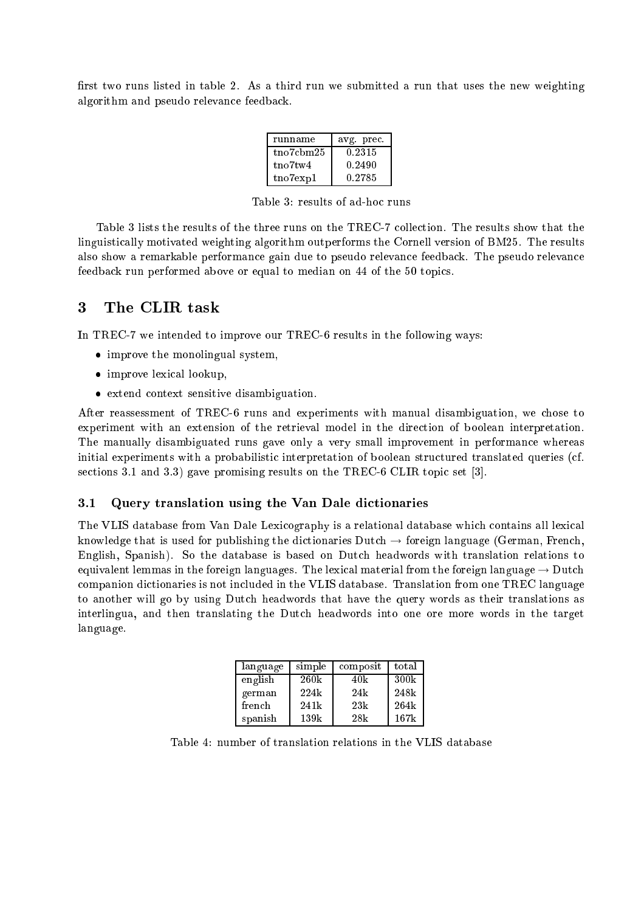first two runs listed in table 2. As a third run we submitted a run that uses the new weighting algorithm and pseudo relevance feedback.

| runname | avg. prec. |
|---|---|
| tno7cbm25 | 0.2315 |
| tno7tw4 | 0.2490 |
| tno7exp1 | 0.2785 |

Table 3: results of ad-hoc runs

Table 3 lists the results of the three runs on the TREC-7 collection. The results show that the linguistically motivated weighting algorithm outperforms the Cornell version of BM25. The results also show a remarkable performance gain due to pseudo relevance feedback. The pseudo relevance feedback run performed above or equal to median on 44 of the 50 topics.

## 3 The CLIR task

In TREC-7 we intended to improve our TREC-6 results in the following ways:

- improve the monolingual system,
- improve lexical lookup,
- extend context sensitive disambiguation.

After reassessment of TREC-6 runs and experiments with manual disambiguation, we chose to experiment with an extension of the retrieval model in the direction of boolean interpretation. The manually disambiguated runs gave only a very small improvement in performance whereas initial experiments with a probabilistic interpretation of boolean structured translated queries (cf. sections 3.1 and 3.3) gave promising results on the TREC-6 CLIR topic set [3].

### 3.1 Query translation using the Van Dale dictionaries

The VLIS database from Van Dale Lexicography is a relational database which contains all lexical knowledge that is used for publishing the dictionaries Dutch → foreign language (German, French, English, Spanish). So the database is based on Dutch headwords with translation relations to equivalent lemmas in the foreign languages. The lexical material from the foreign language → Dutch companion dictionaries is not included in the VLIS database. Translation from one TREC language to another will go by using Dutch headwords that have the query words as their translations as interlingua, and then translating the Dutch headwords into one ore more words in the target language.

| language | simple | composit | total |
|---|---|---|---|
| english | 260k | 40k | 300k |
| german | 224k | 24k | 248k |
| french | 241k | 23k | 264k |
| spanish | 139k | 28k | 167k |

Table 4: number of translation relations in the VLIS database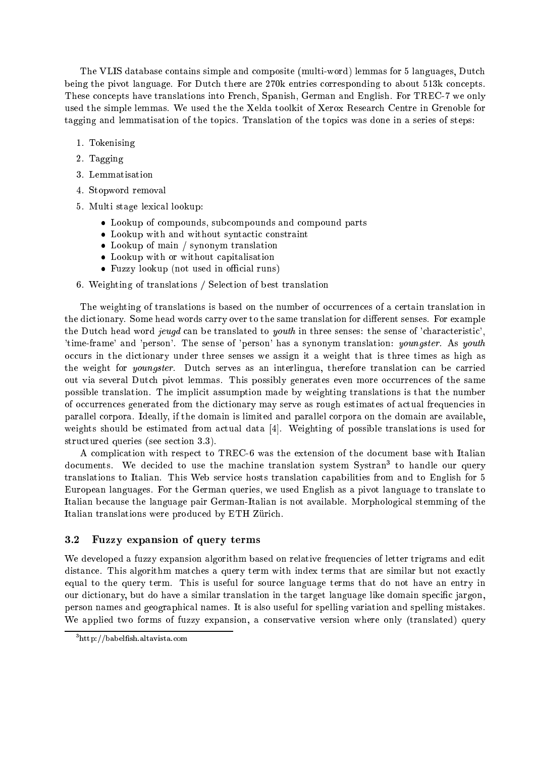The VLIS database contains simple and composite (multi-word) lemmas for 5 languages, Dutch being the pivot language. For Dutch there are 270k entries corresponding to about 513k concepts. These concepts have translations into French, Spanish, German and English. For TREC-7 we only used the simple lemmas. We used the the Xelda toolkit of Xerox Research Centre in Grenoble for tagging and lemmatisation of the topics. Translation of the topics was done in a series of steps:

1. Tokenising
2. Tagging
3. Lemmatisation
4. Stopword removal
5. Multi stage lexical lookup:
   - Lookup of compounds, subcompounds and compound parts
   - Lookup with and without syntactic constraint
   - Lookup of main / synonym translation
   - Lookup with or without capitalisation
   - Fuzzy lookup (not used in official runs)
6. Weighting of translations / Selection of best translation

The weighting of translations is based on the number of occurrences of a certain translation in the dictionary. Some head words carry over to the same translation for different senses. For example the Dutch head word *jeugd* can be translated to *youth* in three senses: the sense of 'characteristic', 'time-frame' and 'person'. The sense of 'person' has a synonym translation: *youngster*. As *youth* occurs in the dictionary under three senses we assign it a weight that is three times as high as the weight for *youngster*. Dutch serves as an interlingua, therefore translation can be carried out via several Dutch pivot lemmas. This possibly generates even more occurrences of the same possible translation. The implicit assumption made by weighting translations is that the number of occurrences generated from the dictionary may serve as rough estimates of actual frequencies in parallel corpora. Ideally, if the domain is limited and parallel corpora on the domain are available, weights should be estimated from actual data [4]. Weighting of possible translations is used for structured queries (see section 3.3).

A complication with respect to TREC-6 was the extension of the document base with Italian documents. We decided to use the machine translation system Systran[3] to handle our query translations to Italian. This Web service hosts translation capabilities from and to English for 5 European languages. For the German queries, we used English as a pivot language to translate to Italian because the language pair German-Italian is not available. Morphological stemming of the Italian translations were produced by ETH Zürich.

### 3.2 Fuzzy expansion of query terms

We developed a fuzzy expansion algorithm based on relative frequencies of letter trigrams and edit distance. This algorithm matches a query term with index terms that are similar but not exactly equal to the query term. This is useful for source language terms that do not have an entry in our dictionary, but do have a similar translation in the target language like domain specific jargon, person names and geographical names. It is also useful for spelling variation and spelling mistakes. We applied two forms of fuzzy expansion, a conservative version where only (translated) query

[3] http://babelfish.altavista.com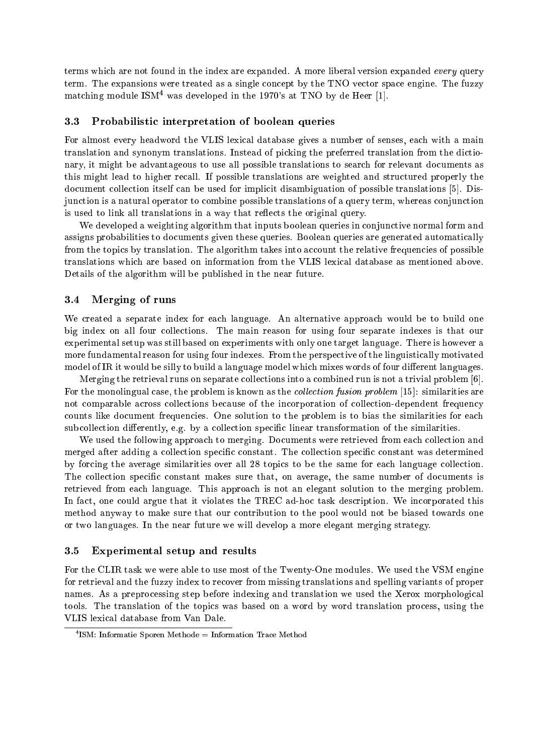terms which are not found in the index are expanded. A more liberal version expanded *every* query term. The expansions were treated as a single concept by the TNO vector space engine. The fuzzy matching module ISM[4] was developed in the 1970's at TNO by de Heer [1].

### 3.3 Probabilistic interpretation of boolean queries

For almost every headword the VLIS lexical database gives a number of senses, each with a main translation and synonym translations. Instead of picking the preferred translation from the dictionary, it might be advantageous to use all possible translations to search for relevant documents as this might lead to higher recall. If possible translations are weighted and structured properly the document collection itself can be used for implicit disambiguation of possible translations [5]. Disjunction is a natural operator to combine possible translations of a query term, whereas conjunction is used to link all translations in a way that reflects the original query.

We developed a weighting algorithm that inputs boolean queries in conjunctive normal form and assigns probabilities to documents given these queries. Boolean queries are generated automatically from the topics by translation. The algorithm takes into account the relative frequencies of possible translations which are based on information from the VLIS lexical database as mentioned above. Details of the algorithm will be published in the near future.

### 3.4 Merging of runs

We created a separate index for each language. An alternative approach would be to build one big index on all four collections. The main reason for using four separate indexes is that our experimental setup was still based on experiments with only one target language. There is however a more fundamental reason for using four indexes. From the perspective of the linguistically motivated model of IR it would be silly to build a language model which mixes words of four different languages.

Merging the retrieval runs on separate collections into a combined run is not a trivial problem [6]. For the monolingual case, the problem is known as the *collection fusion problem* [15]: similarities are not comparable across collections because of the incorporation of collection-dependent frequency counts like document frequencies. One solution to the problem is to bias the similarities for each subcollection differently, e.g. by a collection specific linear transformation of the similarities.

We used the following approach to merging. Documents were retrieved from each collection and merged after adding a collection specific constant. The collection specific constant was determined by forcing the average similarities over all 28 topics to be the same for each language collection. The collection specific constant makes sure that, on average, the same number of documents is retrieved from each language. This approach is not an elegant solution to the merging problem. In fact, one could argue that it violates the TREC ad-hoc task description. We incorporated this method anyway to make sure that our contribution to the pool would not be biased towards one or two languages. In the near future we will develop a more elegant merging strategy.

### 3.5 Experimental setup and results

For the CLIR task we were able to use most of the Twenty-One modules. We used the VSM engine for retrieval and the fuzzy index to recover from missing translations and spelling variants of proper names. As a preprocessing step before indexing and translation we used the Xerox morphological tools. The translation of the topics was based on a word by word translation process, using the VLIS lexical database from Van Dale.

[4] ISM: Informatie Sporen Methode = Information Trace Method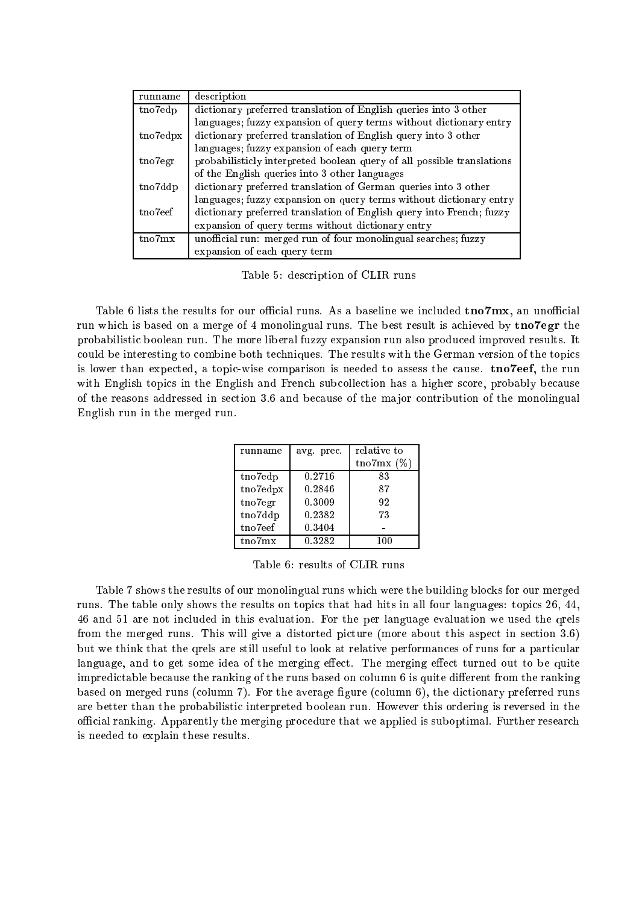| runname | description |
|---|---|
| tno7edp | dictionary preferred translation of English queries into 3 other languages; fuzzy expansion of query terms without dictionary entry |
| tno7edpx | dictionary preferred translation of English query into 3 other languages; fuzzy expansion of each query term |
| tno7egr | probabilisticly interpreted boolean query of all possible translations of the English queries into 3 other languages |
| tno7ddp | dictionary preferred translation of German queries into 3 other languages; fuzzy expansion on query terms without dictionary entry |
| tno7eef | dictionary preferred translation of English query into French; fuzzy expansion of query terms without dictionary entry |
| tno7mx | unofficial run: merged run of four monolingual searches; fuzzy expansion of each query term |

Table 5: description of CLIR runs

Table 6 lists the results for our official runs. As a baseline we included **tno7mx**, an unofficial run which is based on a merge of 4 monolingual runs. The best result is achieved by **tno7egr** the probabilistic boolean run. The more liberal fuzzy expansion run also produced improved results. It could be interesting to combine both techniques. The results with the German version of the topics is lower than expected, a topic-wise comparison is needed to assess the cause. **tno7eef**, the run with English topics in the English and French subcollection has a higher score, probably because of the reasons addressed in section 3.6 and because of the major contribution of the monolingual English run in the merged run.

| runname | avg. prec. | relative to tno7mx (%) |
|---|---|---|
| tno7edp | 0.2716 | 83 |
| tno7edpx | 0.2846 | 87 |
| tno7egr | 0.3009 | 92 |
| tno7ddp | 0.2382 | 73 |
| tno7eef | 0.3404 | - |
| tno7mx | 0.3282 | 100 |

Table 6: results of CLIR runs

Table 7 shows the results of our monolingual runs which were the building blocks for our merged runs. The table only shows the results on topics that had hits in all four languages: topics 26, 44, 46 and 51 are not included in this evaluation. For the per language evaluation we used the qrels from the merged runs. This will give a distorted picture (more about this aspect in section 3.6) but we think that the qrels are still useful to look at relative performances of runs for a particular language, and to get some idea of the merging effect. The merging effect turned out to be quite impredictable because the ranking of the runs based on column 6 is quite different from the ranking based on merged runs (column 7). For the average figure (column 6), the dictionary preferred runs are better than the probabilistic interpreted boolean run. However this ordering is reversed in the official ranking. Apparently the merging procedure that we applied is suboptimal. Further research is needed to explain these results.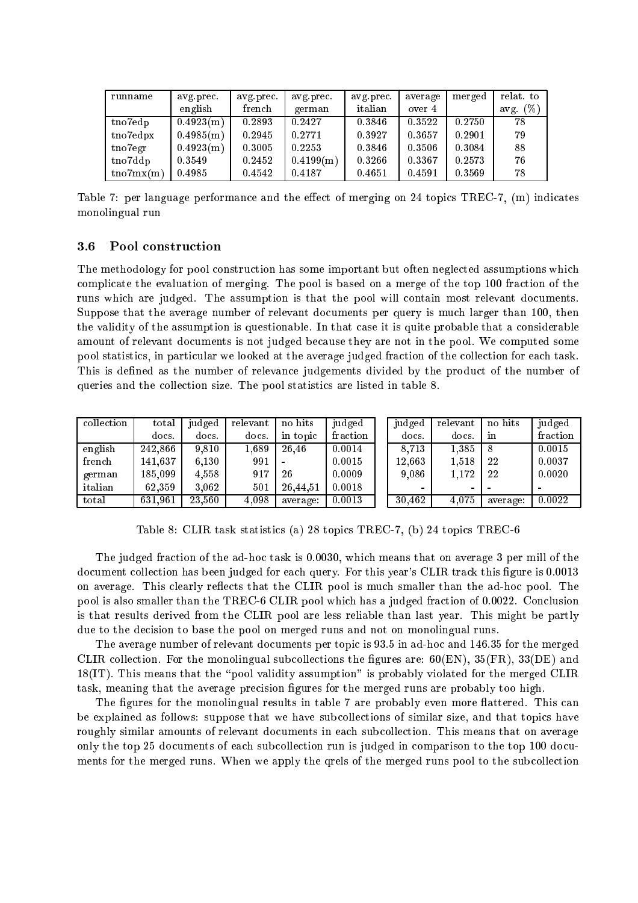| runname | avg.prec. english | avg.prec. french | avg.prec. german | avg.prec. italian | average over 4 | merged | relat. to avg. (%) |
|---|---|---|---|---|---|---|---|
| tno7edp | 0.4923(m) | 0.2893 | 0.2427 | 0.3846 | 0.3522 | 0.2750 | 78 |
| tno7edpx | 0.4985(m) | 0.2945 | 0.2771 | 0.3927 | 0.3657 | 0.2901 | 79 |
| tno7egr | 0.4923(m) | 0.3005 | 0.2253 | 0.3846 | 0.3506 | 0.3084 | 88 |
| tno7ddp | 0.3549 | 0.2452 | 0.4199(m) | 0.3266 | 0.3367 | 0.2573 | 76 |
| tno7mx(m) | 0.4985 | 0.4542 | 0.4187 | 0.4651 | 0.4591 | 0.3569 | 78 |

Table 7: per language performance and the effect of merging on 24 topics TREC-7, (m) indicates monolingual run

### 3.6 Pool construction

The methodology for pool construction has some important but often neglected assumptions which complicate the evaluation of merging. The pool is based on a merge of the top 100 fraction of the runs which are judged. The assumption is that the pool will contain most relevant documents. Suppose that the average number of relevant documents per query is much larger than 100, then the validity of the assumption is questionable. In that case it is quite probable that a considerable amount of relevant documents is not judged because they are not in the pool. We computed some pool statistics, in particular we looked at the average judged fraction of the collection for each task. This is defined as the number of relevance judgements divided by the product of the number of queries and the collection size. The pool statistics are listed in table 8.

| collection | total docs. | judged docs. | relevant docs. | no hits in topic | judged fraction | judged docs. | relevant docs. | no hits in | judged fraction |
|---|---|---|---|---|---|---|---|---|---|
| english | 242,866 | 9,810 | 1,689 | 26,46 | 0.0014 | 8,713 | 1,385 | 8 | 0.0015 |
| french | 141,637 | 6,130 | 991 | - | 0.0015 | 12,663 | 1,518 | 22 | 0.0037 |
| german | 185,099 | 4,558 | 917 | 26 | 0.0009 | 9,086 | 1,172 | 22 | 0.0020 |
| italian | 62,359 | 3,062 | 501 | 26,44,51 | 0.0018 | - | - | - | - |
| total | 631,961 | 23,560 | 4,098 | average: | 0.0013 | 30,462 | 4,075 | average: | 0.0022 |

Table 8: CLIR task statistics (a) 28 topics TREC-7, (b) 24 topics TREC-6

The judged fraction of the ad-hoc task is 0.0030, which means that on average 3 per mill of the document collection has been judged for each query. For this year's CLIR track this figure is 0.0013 on average. This clearly reflects that the CLIR pool is much smaller than the ad-hoc pool. The pool is also smaller than the TREC-6 CLIR pool which has a judged fraction of 0.0022. Conclusion is that results derived from the CLIR pool are less reliable than last year. This might be partly due to the decision to base the pool on merged runs and not on monolingual runs.

The average number of relevant documents per topic is 93.5 in ad-hoc and 146.35 for the merged CLIR collection. For the monolingual subcollections the figures are: 60(EN), 35(FR), 33(DE) and 18(IT). This means that the "pool validity assumption" is probably violated for the merged CLIR task, meaning that the average precision figures for the merged runs are probably too high.

The figures for the monolingual results in table 7 are probably even more flattered. This can be explained as follows: suppose that we have subcollections of similar size, and that topics have roughly similar amounts of relevant documents in each subcollection. This means that on average only the top 25 documents of each subcollection run is judged in comparison to the top 100 documents for the merged runs. When we apply the qrels of the merged runs pool to the subcollection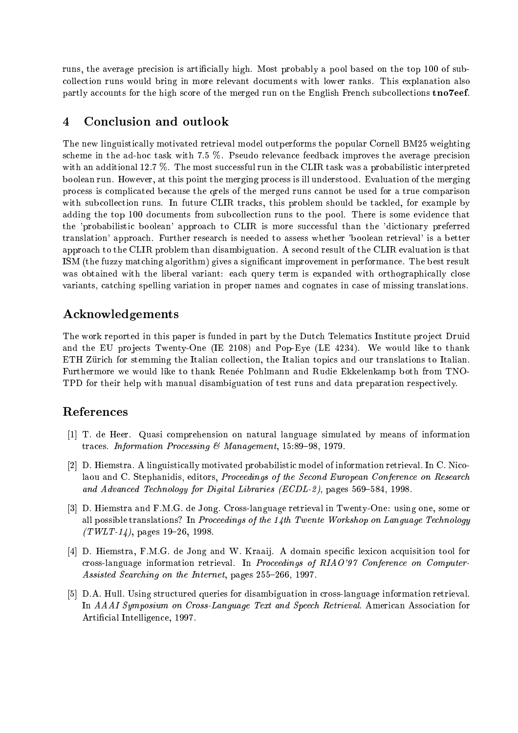runs, the average precision is artificially high. Most probably a pool based on the top 100 of subcollection runs would bring in more relevant documents with lower ranks. This explanation also partly accounts for the high score of the merged run on the English French subcollections **tno7eef**.

## 4 Conclusion and outlook

The new linguistically motivated retrieval model outperforms the popular Cornell BM25 weighting scheme in the ad-hoc task with 7.5 %. Pseudo relevance feedback improves the average precision with an additional 12.7 %. The most successful run in the CLIR task was a probabilistic interpreted boolean run. However, at this point the merging process is ill understood. Evaluation of the merging process is complicated because the qrels of the merged runs cannot be used for a true comparison with subcollection runs. In future CLIR tracks, this problem should be tackled, for example by adding the top 100 documents from subcollection runs to the pool. There is some evidence that the 'probabilistic boolean' approach to CLIR is more successful than the 'dictionary preferred translation' approach. Further research is needed to assess whether 'boolean retrieval' is a better approach to the CLIR problem than disambiguation. A second result of the CLIR evaluation is that ISM (the fuzzy matching algorithm) gives a significant improvement in performance. The best result was obtained with the liberal variant: each query term is expanded with orthographically close variants, catching spelling variation in proper names and cognates in case of missing translations.

## Acknowledgements

The work reported in this paper is funded in part by the Dutch Telematics Institute project Druid and the EU projects Twenty-One (IE 2108) and Pop-Eye (LE 4234). We would like to thank ETH Zürich for stemming the Italian collection, the Italian topics and our translations to Italian. Furthermore we would like to thank Renée Pohlmann and Rudie Ekkelenkamp both from TNO-TPD for their help with manual disambiguation of test runs and data preparation respectively.

## References

[1] T. de Heer. Quasi comprehension on natural language simulated by means of information traces. *Information Processing & Management*, 15:89–98, 1979.

[2] D. Hiemstra. A linguistically motivated probabilistic model of information retrieval. In C. Nicolaou and C. Stephanidis, editors, *Proceedings of the Second European Conference on Research and Advanced Technology for Digital Libraries (ECDL-2)*, pages 569–584, 1998.

[3] D. Hiemstra and F.M.G. de Jong. Cross-language retrieval in Twenty-One: using one, some or all possible translations? In *Proceedings of the 14th Twente Workshop on Language Technology (TWLT-14)*, pages 19–26, 1998.

[4] D. Hiemstra, F.M.G. de Jong and W. Kraaij. A domain specific lexicon acquisition tool for cross-language information retrieval. In *Proceedings of RIAO'97 Conference on Computer-Assisted Searching on the Internet*, pages 255–266, 1997.

[5] D.A. Hull. Using structured queries for disambiguation in cross-language information retrieval. In *AAAI Symposium on Cross-Language Text and Speech Retrieval*. American Association for Artificial Intelligence, 1997.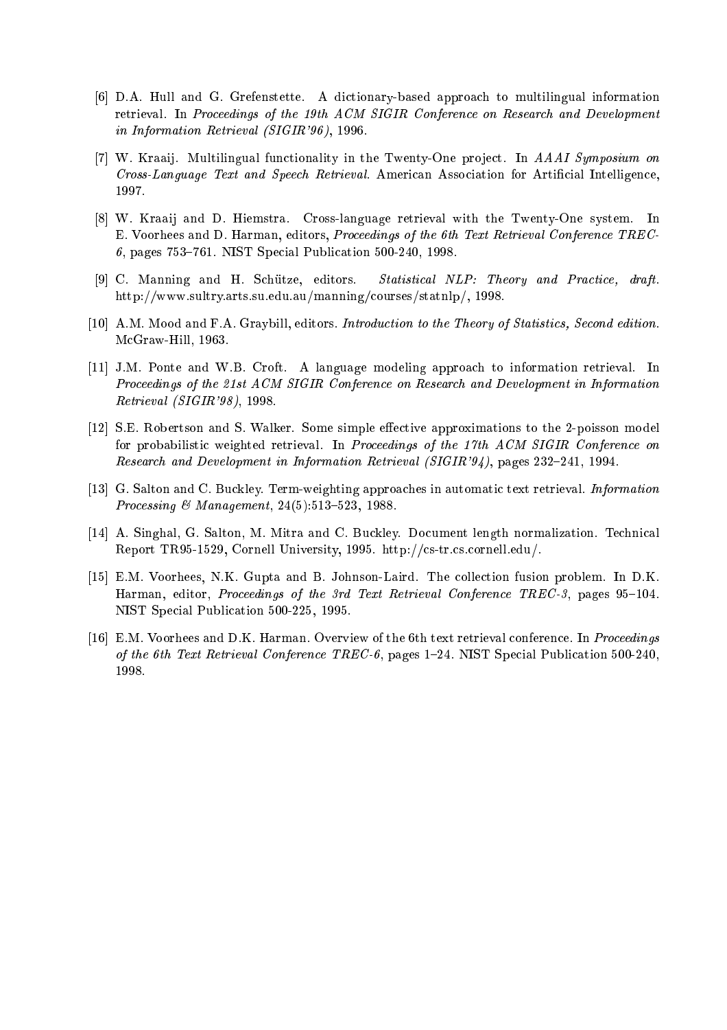[6] D.A. Hull and G. Grefenstette. A dictionary-based approach to multilingual information retrieval. In *Proceedings of the 19th ACM SIGIR Conference on Research and Development in Information Retrieval (SIGIR'96)*, 1996.

[7] W. Kraaij. Multilingual functionality in the Twenty-One project. In *AAAI Symposium on Cross-Language Text and Speech Retrieval*. American Association for Artificial Intelligence, 1997.

[8] W. Kraaij and D. Hiemstra. Cross-language retrieval with the Twenty-One system. In E. Voorhees and D. Harman, editors, *Proceedings of the 6th Text Retrieval Conference TREC-6*, pages 753–761. NIST Special Publication 500-240, 1998.

[9] C. Manning and H. Schütze, editors. *Statistical NLP: Theory and Practice, draft.* http://www.sultry.arts.su.edu.au/manning/courses/statnlp/, 1998.

[10] A.M. Mood and F.A. Graybill, editors. *Introduction to the Theory of Statistics, Second edition.* McGraw-Hill, 1963.

[11] J.M. Ponte and W.B. Croft. A language modeling approach to information retrieval. In *Proceedings of the 21st ACM SIGIR Conference on Research and Development in Information Retrieval (SIGIR'98)*, 1998.

[12] S.E. Robertson and S. Walker. Some simple effective approximations to the 2-poisson model for probabilistic weighted retrieval. In *Proceedings of the 17th ACM SIGIR Conference on Research and Development in Information Retrieval (SIGIR'94)*, pages 232–241, 1994.

[13] G. Salton and C. Buckley. Term-weighting approaches in automatic text retrieval. *Information Processing & Management*, 24(5):513–523, 1988.

[14] A. Singhal, G. Salton, M. Mitra and C. Buckley. Document length normalization. Technical Report TR95-1529, Cornell University, 1995. http://cs-tr.cs.cornell.edu/.

[15] E.M. Voorhees, N.K. Gupta and B. Johnson-Laird. The collection fusion problem. In D.K. Harman, editor, *Proceedings of the 3rd Text Retrieval Conference TREC-3*, pages 95–104. NIST Special Publication 500-225, 1995.

[16] E.M. Voorhees and D.K. Harman. Overview of the 6th text retrieval conference. In *Proceedings of the 6th Text Retrieval Conference TREC-6*, pages 1–24. NIST Special Publication 500-240, 1998.